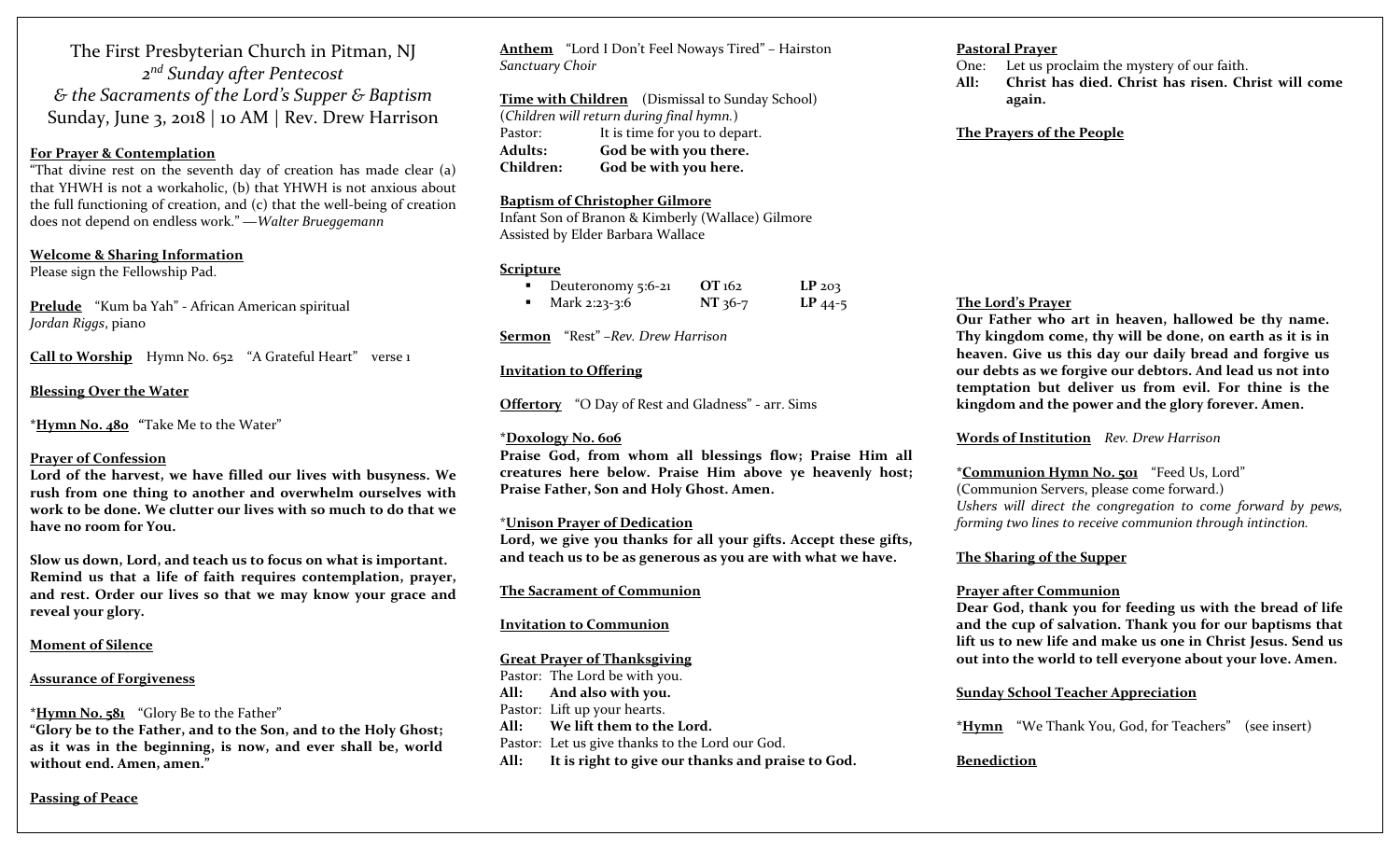# The First Presbyterian Church in Pitman, NJ

## *2nd Sunday after Pentecost*
## *& the Sacraments of the Lord's Supper & Baptism*
## Sunday, June 3, 2018 | 10 AM | Rev. Drew Harrison

**For Prayer & Contemplation**

"That divine rest on the seventh day of creation has made clear (a) that YHWH is not a workaholic, (b) that YHWH is not anxious about the full functioning of creation, and (c) that the well-being of creation does not depend on endless work." —*Walter Brueggemann*

**Welcome & Sharing Information**

Please sign the Fellowship Pad.

**Prelude** "Kum ba Yah" - African American spiritual
*Jordan Riggs*, piano

**Call to Worship** Hymn No. 652 "A Grateful Heart" verse 1

**Blessing Over the Water**

\***Hymn No. 480** "Take Me to the Water"

**Prayer of Confession**

**Lord of the harvest, we have filled our lives with busyness. We rush from one thing to another and overwhelm ourselves with work to be done. We clutter our lives with so much to do that we have no room for You.**

**Slow us down, Lord, and teach us to focus on what is important. Remind us that a life of faith requires contemplation, prayer, and rest. Order our lives so that we may know your grace and reveal your glory.**

**Moment of Silence**

**Assurance of Forgiveness**

\***Hymn No. 581** "Glory Be to the Father"

**"Glory be to the Father, and to the Son, and to the Holy Ghost; as it was in the beginning, is now, and ever shall be, world without end. Amen, amen."**

**Passing of Peace**

**Anthem** "Lord I Don't Feel Noways Tired" – Hairston
*Sanctuary Choir*

**Time with Children** (Dismissal to Sunday School)
(*Children will return during final hymn.*)

Pastor: It is time for you to depart.
**Adults: God be with you there.**
**Children: God be with you here.**

**Baptism of Christopher Gilmore**

Infant Son of Branon & Kimberly (Wallace) Gilmore
Assisted by Elder Barbara Wallace

**Scripture**

- Deuteronomy 5:6-21 **OT** 162 **LP** 203
- Mark 2:23-3:6 **NT** 36-7 **LP** 44-5

**Sermon** "Rest" –*Rev. Drew Harrison*

**Invitation to Offering**

**Offertory** "O Day of Rest and Gladness" - arr. Sims

\***Doxology No. 606**

**Praise God, from whom all blessings flow; Praise Him all creatures here below. Praise Him above ye heavenly host; Praise Father, Son and Holy Ghost. Amen.**

\***Unison Prayer of Dedication**

**Lord, we give you thanks for all your gifts. Accept these gifts, and teach us to be as generous as you are with what we have.**

**The Sacrament of Communion**

**Invitation to Communion**

**Great Prayer of Thanksgiving**

Pastor: The Lord be with you.
**All: And also with you.**
Pastor: Lift up your hearts.
**All: We lift them to the Lord.**
Pastor: Let us give thanks to the Lord our God.
**All: It is right to give our thanks and praise to God.**

**Pastoral Prayer**

One: Let us proclaim the mystery of our faith.
**All: Christ has died. Christ has risen. Christ will come again.**

**The Prayers of the People**

**The Lord's Prayer**

**Our Father who art in heaven, hallowed be thy name. Thy kingdom come, thy will be done, on earth as it is in heaven. Give us this day our daily bread and forgive us our debts as we forgive our debtors. And lead us not into temptation but deliver us from evil. For thine is the kingdom and the power and the glory forever. Amen.**

**Words of Institution** *Rev. Drew Harrison*

\***Communion Hymn No. 501** "Feed Us, Lord"
(Communion Servers, please come forward.)
*Ushers will direct the congregation to come forward by pews, forming two lines to receive communion through intinction.*

**The Sharing of the Supper**

**Prayer after Communion**

**Dear God, thank you for feeding us with the bread of life and the cup of salvation. Thank you for our baptisms that lift us to new life and make us one in Christ Jesus. Send us out into the world to tell everyone about your love. Amen.**

**Sunday School Teacher Appreciation**

\***Hymn** "We Thank You, God, for Teachers" (see insert)

**Benediction**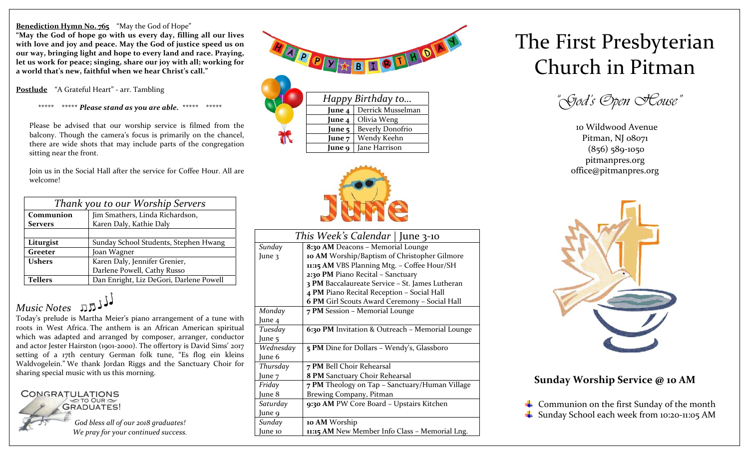**Benediction Hymn No. 765** "May the God of Hope"

**"May the God of hope go with us every day, filling all our lives with love and joy and peace. May the God of justice speed us on our way, bringing light and hope to every land and race. Praying, let us work for peace; singing, share our joy with all; working for a world that's new, faithful when we hear Christ's call."**

**Postlude** "A Grateful Heart" - arr. Tambling

***** ***** ***Please stand as you are able.*** ***** *****

Please be advised that our worship service is filmed from the balcony. Though the camera's focus is primarily on the chancel, there are wide shots that may include parts of the congregation sitting near the front.

Join us in the Social Hall after the service for Coffee Hour. All are welcome!

| *Thank you to our Worship Servers* | |
|---|---|
| **Communion Servers** | Jim Smathers, Linda Richardson, Karen Daly, Kathie Daly |
| | |
| **Liturgist** | Sunday School Students, Stephen Hwang |
| **Greeter** | Joan Wagner |
| **Ushers** | Karen Daly, Jennifer Grenier, Darlene Powell, Cathy Russo |
| **Tellers** | Dan Enright, Liz DeGori, Darlene Powell |

## *Music Notes* ♫♫♩♩

Today's prelude is Martha Meier's piano arrangement of a tune with roots in West Africa. The anthem is an African American spiritual which was adapted and arranged by composer, arranger, conductor and actor Jester Hairston (1901-2000). The offertory is David Sims' 2017 setting of a 17th century German folk tune, "Es flog ein kleins Waldvogelein." We thank Jordan Riggs and the Sanctuary Choir for sharing special music with us this morning.

CONGRATULATIONS TO OUR GRADUATES!

*God bless all of our 2018 graduates! We pray for your continued success.*

HAPPY BIRTHDAY

| *Happy Birthday to…* | |
|---|---|
| **June 4** | Derrick Musselman |
| **June 4** | Olivia Weng |
| **June 5** | Beverly Donofrio |
| **June 7** | Wendy Keehn |
| **June 9** | Jane Harrison |

June

| *This Week's Calendar* \| June 3-10 | |
|---|---|
| *Sunday* June 3 | **8:30 AM** Deacons – Memorial Lounge<br>**10 AM** Worship/Baptism of Christopher Gilmore<br>**11:15 AM** VBS Planning Mtg. – Coffee Hour/SH<br>**2:30 PM** Piano Recital – Sanctuary<br>**3 PM** Baccalaureate Service – St. James Lutheran<br>**4 PM** Piano Recital Reception – Social Hall<br>**6 PM** Girl Scouts Award Ceremony – Social Hall |
| *Monday* June 4 | **7 PM** Session – Memorial Lounge |
| *Tuesday* June 5 | **6:30 PM** Invitation & Outreach – Memorial Lounge |
| *Wednesday* June 6 | **5 PM** Dine for Dollars – Wendy's, Glassboro |
| *Thursday* June 7 | **7 PM** Bell Choir Rehearsal<br>**8 PM** Sanctuary Choir Rehearsal |
| *Friday* June 8 | **7 PM** Theology on Tap – Sanctuary/Human Village Brewing Company, Pitman |
| *Saturday* June 9 | **9:30 AM** PW Core Board – Upstairs Kitchen |
| *Sunday* June 10 | **10 AM** Worship<br>**11:15 AM** New Member Info Class – Memorial Lng. |

# The First Presbyterian Church in Pitman

*"God's Open House"*

10 Wildwood Avenue
Pitman, NJ 08071
(856) 589-1050
pitmanpres.org
office@pitmanpres.org

## Sunday Worship Service @ 10 AM

- Communion on the first Sunday of the month
- Sunday School each week from 10:20-11:05 AM